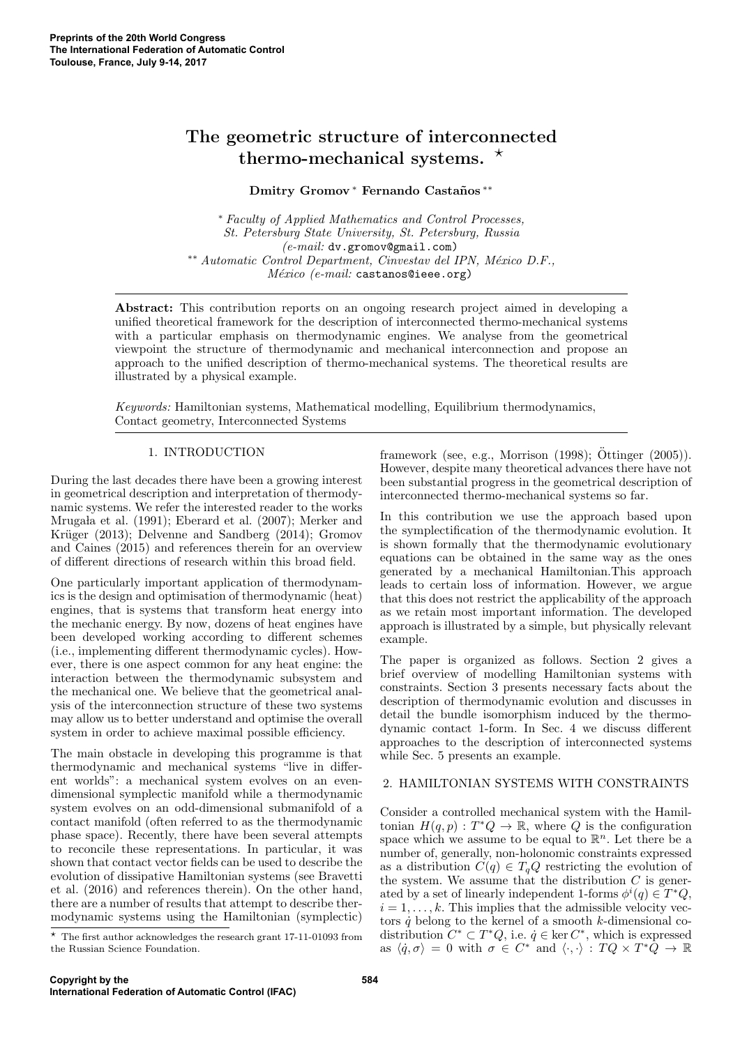# The geometric structure of interconnected thermo-mechanical systems. ⋆

**Dmitry Gromov** [*] **Fernando Castaños** [**]

[*] *Faculty of Applied Mathematics and Control Processes, St. Petersburg State University, St. Petersburg, Russia (e-mail:* dv.gromov@gmail.com*)*
[**] *Automatic Control Department, Cinvestav del IPN, México D.F., México (e-mail:* castanos@ieee.org*)*

**Abstract:** This contribution reports on an ongoing research project aimed in developing a unified theoretical framework for the description of interconnected thermo-mechanical systems with a particular emphasis on thermodynamic engines. We analyse from the geometrical viewpoint the structure of thermodynamic and mechanical interconnection and propose an approach to the unified description of thermo-mechanical systems. The theoretical results are illustrated by a physical example.

*Keywords:* Hamiltonian systems, Mathematical modelling, Equilibrium thermodynamics, Contact geometry, Interconnected Systems

## 1. INTRODUCTION

During the last decades there have been a growing interest in geometrical description and interpretation of thermodynamic systems. We refer the interested reader to the works Mrugała et al. (1991); Eberard et al. (2007); Merker and Krüger (2013); Delvenne and Sandberg (2014); Gromov and Caines (2015) and references therein for an overview of different directions of research within this broad field.

One particularly important application of thermodynamics is the design and optimisation of thermodynamic (heat) engines, that is systems that transform heat energy into the mechanic energy. By now, dozens of heat engines have been developed working according to different schemes (i.e., implementing different thermodynamic cycles). However, there is one aspect common for any heat engine: the interaction between the thermodynamic subsystem and the mechanical one. We believe that the geometrical analysis of the interconnection structure of these two systems may allow us to better understand and optimise the overall system in order to achieve maximal possible efficiency.

The main obstacle in developing this programme is that thermodynamic and mechanical systems "live in different worlds": a mechanical system evolves on an even-dimensional symplectic manifold while a thermodynamic system evolves on an odd-dimensional submanifold of a contact manifold (often referred to as the thermodynamic phase space). Recently, there have been several attempts to reconcile these representations. In particular, it was shown that contact vector fields can be used to describe the evolution of dissipative Hamiltonian systems (see Bravetti et al. (2016) and references therein). On the other hand, there are a number of results that attempt to describe thermodynamic systems using the Hamiltonian (symplectic) framework (see, e.g., Morrison (1998); Öttinger (2005)). However, despite many theoretical advances there have not been substantial progress in the geometrical description of interconnected thermo-mechanical systems so far.

In this contribution we use the approach based upon the symplectification of the thermodynamic evolution. It is shown formally that the thermodynamic evolutionary equations can be obtained in the same way as the ones generated by a mechanical Hamiltonian.This approach leads to certain loss of information. However, we argue that this does not restrict the applicability of the approach as we retain most important information. The developed approach is illustrated by a simple, but physically relevant example.

The paper is organized as follows. Section 2 gives a brief overview of modelling Hamiltonian systems with constraints. Section 3 presents necessary facts about the description of thermodynamic evolution and discusses in detail the bundle isomorphism induced by the thermodynamic contact 1-form. In Sec. 4 we discuss different approaches to the description of interconnected systems while Sec. 5 presents an example.

## 2. HAMILTONIAN SYSTEMS WITH CONSTRAINTS

Consider a controlled mechanical system with the Hamiltonian $H(q,p) : T^*Q \to \mathbb{R}$, where $Q$ is the configuration space which we assume to be equal to $\mathbb{R}^n$. Let there be a number of, generally, non-holonomic constraints expressed as a distribution $C(q) \in T_qQ$ restricting the evolution of the system. We assume that the distribution $C$ is generated by a set of linearly independent 1-forms $\phi^i(q) \in T^*Q$, $i = 1, \dots, k$. This implies that the admissible velocity vectors $\dot{q}$ belong to the kernel of a smooth $k$-dimensional codistribution $C^* \subset T^*Q$, i.e. $\dot{q} \in \ker C^*$, which is expressed as $\langle \dot{q}, \sigma \rangle = 0$ with $\sigma \in C^*$ and $\langle \cdot, \cdot \rangle : TQ \times T^*Q \to \mathbb{R}$

⋆ The first author acknowledges the research grant 17-11-01093 from the Russian Science Foundation.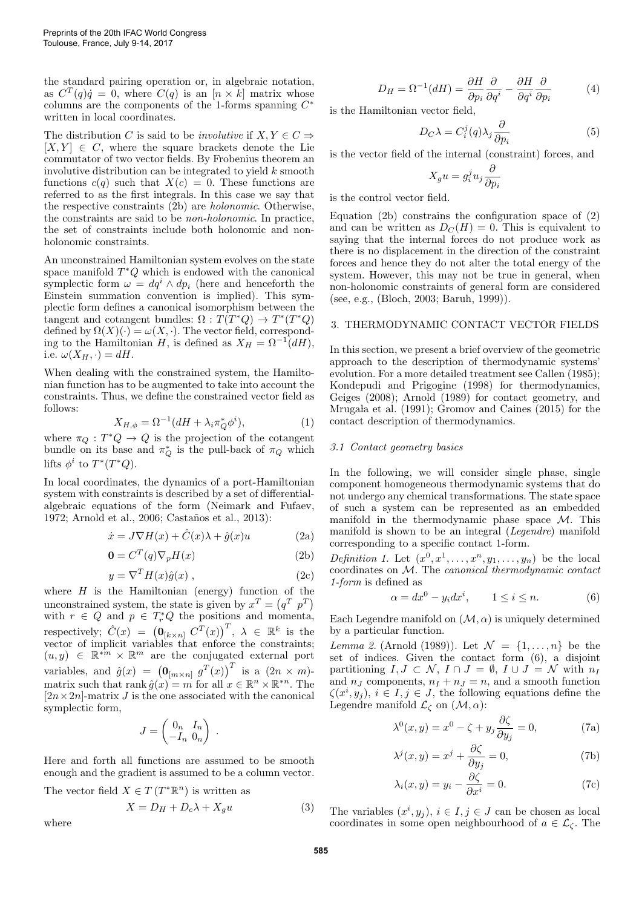the standard pairing operation or, in algebraic notation, as $C^T(q)\dot{q} = 0$, where $C(q)$ is an $[n \times k]$ matrix whose columns are the components of the 1-forms spanning $C^*$ written in local coordinates.

The distribution $C$ is said to be *involutive* if $X, Y \in C \Rightarrow [X, Y] \in C$, where the square brackets denote the Lie commutator of two vector fields. By Frobenius theorem an involutive distribution can be integrated to yield $k$ smooth functions $c(q)$ such that $X(c) = 0$. These functions are referred to as the first integrals. In this case we say that the respective constraints (2b) are *holonomic*. Otherwise, the constraints are said to be *non-holonomic*. In practice, the set of constraints include both holonomic and non-holonomic constraints.

An unconstrained Hamiltonian system evolves on the state space manifold $T^*Q$ which is endowed with the canonical symplectic form $\omega = dq^i \wedge dp_i$ (here and henceforth the Einstein summation convention is implied). This symplectic form defines a canonical isomorphism between the tangent and cotangent bundles: $\Omega : T(T^*Q) \to T^*(T^*Q)$ defined by $\Omega(X)(\cdot) = \omega(X, \cdot)$. The vector field, corresponding to the Hamiltonian $H$, is defined as $X_H = \Omega^{-1}(dH)$, i.e. $\omega(X_H, \cdot) = dH$.

When dealing with the constrained system, the Hamiltonian function has to be augmented to take into account the constraints. Thus, we define the constrained vector field as follows:

$$X_{H,\phi} = \Omega^{-1}(dH + \lambda_i \pi_Q^* \phi^i), \tag{1}$$

where $\pi_Q : T^*Q \to Q$ is the projection of the cotangent bundle on its base and $\pi_Q^*$ is the pull-back of $\pi_Q$ which lifts $\phi^i$ to $T^*(T^*Q)$.

In local coordinates, the dynamics of a port-Hamiltonian system with constraints is described by a set of differential-algebraic equations of the form (Neimark and Fufaev, 1972; Arnold et al., 2006; Castaños et al., 2013):

$$\dot{x} = J\nabla H(x) + \hat{C}(x)\lambda + \hat{g}(x)u \tag{2a}$$

$$\mathbf{0} = C^T(q)\nabla_p H(x) \tag{2b}$$

$$y = \nabla^T H(x)\hat{g}(x)\ , \tag{2c}$$

where $H$ is the Hamiltonian (energy) function of the unconstrained system, the state is given by $x^T = \begin{pmatrix} q^T & p^T \end{pmatrix}$ with $r \in Q$ and $p \in T_r^*Q$ the positions and momenta, respectively; $\hat{C}(x) = \begin{pmatrix} \mathbf{0}_{[k\times n]} & C^T(x) \end{pmatrix}^T$, $\lambda \in \mathbb{R}^k$ is the vector of implicit variables that enforce the constraints; $(u, y) \in \mathbb{R}^{*m} \times \mathbb{R}^m$ are the conjugated external port variables, and $\hat{g}(x) = \begin{pmatrix} \mathbf{0}_{[m\times n]} & g^T(x) \end{pmatrix}^T$ is a $(2n \times m)$-matrix such that $\operatorname{rank} \hat{g}(x) = m$ for all $x \in \mathbb{R}^n \times \mathbb{R}^{*n}$. The $[2n \times 2n]$-matrix $J$ is the one associated with the canonical symplectic form,

$$J = \begin{pmatrix} 0_n & I_n \\ -I_n & 0_n \end{pmatrix} .$$

Here and forth all functions are assumed to be smooth enough and the gradient is assumed to be a column vector.

The vector field $X \in T(T^*\mathbb{R}^n)$ is written as

$$X = D_H + D_c\lambda + X_g u \tag{3}$$

where

$$D_H = \Omega^{-1}(dH) = \frac{\partial H}{\partial p_i}\frac{\partial}{\partial q^i} - \frac{\partial H}{\partial q^i}\frac{\partial}{\partial p_i} \tag{4}$$

is the Hamiltonian vector field,

$$D_C\lambda = C_i^j(q)\lambda_j \frac{\partial}{\partial p_i} \tag{5}$$

is the vector field of the internal (constraint) forces, and

$$X_g u = g_i^j u_j \frac{\partial}{\partial p_i}$$

is the control vector field.

Equation (2b) constrains the configuration space of (2) and can be written as $D_C(H) = 0$. This is equivalent to saying that the internal forces do not produce work as there is no displacement in the direction of the constraint forces and hence they do not alter the total energy of the system. However, this may not be true in general, when non-holonomic constraints of general form are considered (see, e.g., (Bloch, 2003; Baruh, 1999)).

## 3. THERMODYNAMIC CONTACT VECTOR FIELDS

In this section, we present a brief overview of the geometric approach to the description of thermodynamic systems' evolution. For a more detailed treatment see Callen (1985); Kondepudi and Prigogine (1998) for thermodynamics, Geiges (2008); Arnold (1989) for contact geometry, and Mrugała et al. (1991); Gromov and Caines (2015) for the contact description of thermodynamics.

### 3.1 Contact geometry basics

In the following, we will consider single phase, single component homogeneous thermodynamic systems that do not undergo any chemical transformations. The state space of such a system can be represented as an embedded manifold in the thermodynamic phase space $\mathcal{M}$. This manifold is shown to be an integral (*Legendre*) manifold corresponding to a specific contact 1-form.

*Definition 1.* Let $(x^0, x^1, \ldots, x^n, y_1, \ldots, y_n)$ be the local coordinates on $\mathcal{M}$. The *canonical thermodynamic contact 1-form* is defined as

$$\alpha = dx^0 - y_i dx^i, \qquad 1 \le i \le n. \tag{6}$$

Each Legendre manifold on $(\mathcal{M}, \alpha)$ is uniquely determined by a particular function.

*Lemma 2.* (Arnold (1989)). Let $\mathcal{N} = \{1, \ldots, n\}$ be the set of indices. Given the contact form (6), a disjoint partitioning $I, J \subset \mathcal{N}$, $I \cap J = \emptyset$, $I \cup J = \mathcal{N}$ with $n_I$ and $n_J$ components, $n_I + n_J = n$, and a smooth function $\zeta(x^i, y_j)$, $i \in I, j \in J$, the following equations define the Legendre manifold $\mathcal{L}_\zeta$ on $(\mathcal{M}, \alpha)$:

$$\lambda^0(x, y) = x^0 - \zeta + y_j \frac{\partial \zeta}{\partial y_j} = 0, \tag{7a}$$

$$\lambda^j(x, y) = x^j + \frac{\partial \zeta}{\partial y_j} = 0, \tag{7b}$$

$$\lambda_i(x, y) = y_i - \frac{\partial \zeta}{\partial x^i} = 0. \tag{7c}$$

The variables $(x^i, y_j)$, $i \in I, j \in J$ can be chosen as local coordinates in some open neighbourhood of $a \in \mathcal{L}_\zeta$. The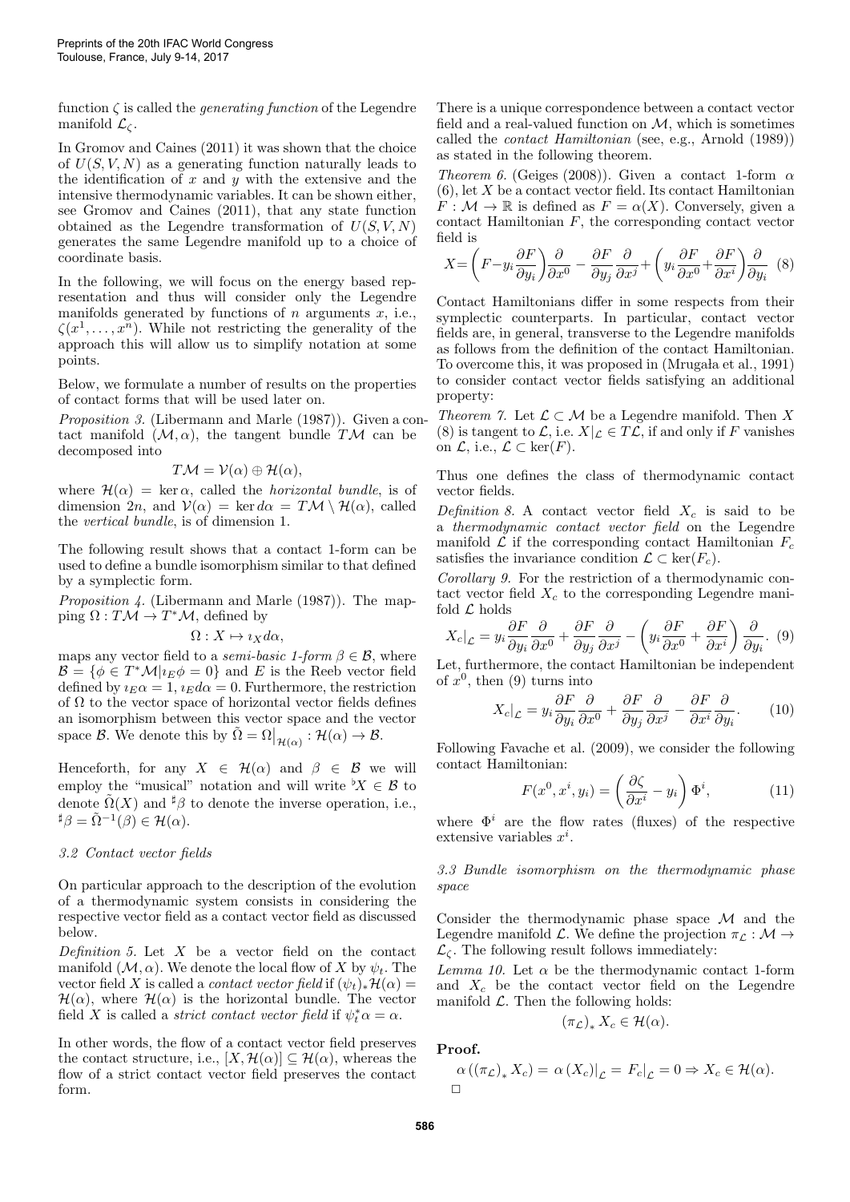function $\zeta$ is called the *generating function* of the Legendre manifold $\mathcal{L}_\zeta$.

In Gromov and Caines (2011) it was shown that the choice of $U(S, V, N)$ as a generating function naturally leads to the identification of $x$ and $y$ with the extensive and the intensive thermodynamic variables. It can be shown either, see Gromov and Caines (2011), that any state function obtained as the Legendre transformation of $U(S, V, N)$ generates the same Legendre manifold up to a choice of coordinate basis.

In the following, we will focus on the energy based representation and thus will consider only the Legendre manifolds generated by functions of $n$ arguments $x$, i.e., $\zeta(x^1, \dots, x^n)$. While not restricting the generality of the approach this will allow us to simplify notation at some points.

Below, we formulate a number of results on the properties of contact forms that will be used later on.

*Proposition 3.* (Libermann and Marle (1987)). Given a contact manifold $(\mathcal{M}, \alpha)$, the tangent bundle $T\mathcal{M}$ can be decomposed into

$$T\mathcal{M} = \mathcal{V}(\alpha) \oplus \mathcal{H}(\alpha),$$

where $\mathcal{H}(\alpha) = \ker \alpha$, called the *horizontal bundle*, is of dimension $2n$, and $\mathcal{V}(\alpha) = \ker d\alpha = T\mathcal{M} \setminus \mathcal{H}(\alpha)$, called the *vertical bundle*, is of dimension 1.

The following result shows that a contact 1-form can be used to define a bundle isomorphism similar to that defined by a symplectic form.

*Proposition 4.* (Libermann and Marle (1987)). The mapping $\Omega : T\mathcal{M} \to T^*\mathcal{M}$, defined by

$$\Omega : X \mapsto \imath_X d\alpha,$$

maps any vector field to a *semi-basic 1-form* $\beta \in \mathcal{B}$, where $\mathcal{B} = \{\phi \in T^*\mathcal{M} | \imath_E \phi = 0\}$ and $E$ is the Reeb vector field defined by $\imath_E \alpha = 1$, $\imath_E d\alpha = 0$. Furthermore, the restriction of $\Omega$ to the vector space of horizontal vector fields defines an isomorphism between this vector space and the vector space $\mathcal{B}$. We denote this by $\tilde{\Omega} = \Omega\big|_{\mathcal{H}(\alpha)} : \mathcal{H}(\alpha) \to \mathcal{B}$.

Henceforth, for any $X \in \mathcal{H}(\alpha)$ and $\beta \in \mathcal{B}$ we will employ the "musical" notation and will write ${}^\flat X \in \mathcal{B}$ to denote $\tilde{\Omega}(X)$ and ${}^\sharp\beta$ to denote the inverse operation, i.e., ${}^\sharp\beta = \tilde{\Omega}^{-1}(\beta) \in \mathcal{H}(\alpha)$.

### 3.2 Contact vector fields

On particular approach to the description of the evolution of a thermodynamic system consists in considering the respective vector field as a contact vector field as discussed below.

*Definition 5.* Let $X$ be a vector field on the contact manifold $(\mathcal{M}, \alpha)$. We denote the local flow of $X$ by $\psi_t$. The vector field $X$ is called a *contact vector field* if $(\psi_t)_* \mathcal{H}(\alpha) = \mathcal{H}(\alpha)$, where $\mathcal{H}(\alpha)$ is the horizontal bundle. The vector field $X$ is called a *strict contact vector field* if $\psi_t^* \alpha = \alpha$.

In other words, the flow of a contact vector field preserves the contact structure, i.e., $[X, \mathcal{H}(\alpha)] \subseteq \mathcal{H}(\alpha)$, whereas the flow of a strict contact vector field preserves the contact form.

There is a unique correspondence between a contact vector field and a real-valued function on $\mathcal{M}$, which is sometimes called the *contact Hamiltonian* (see, e.g., Arnold (1989)) as stated in the following theorem.

*Theorem 6.* (Geiges (2008)). Given a contact 1-form $\alpha$ (6), let $X$ be a contact vector field. Its contact Hamiltonian $F : \mathcal{M} \to \mathbb{R}$ is defined as $F = \alpha(X)$. Conversely, given a contact Hamiltonian $F$, the corresponding contact vector field is

$$X = \left(F - y_i \frac{\partial F}{\partial y_i}\right)\frac{\partial}{\partial x^0} - \frac{\partial F}{\partial y_j}\frac{\partial}{\partial x^j} + \left(y_i \frac{\partial F}{\partial x^0} + \frac{\partial F}{\partial x^i}\right)\frac{\partial}{\partial y_i} \quad (8)$$

Contact Hamiltonians differ in some respects from their symplectic counterparts. In particular, contact vector fields are, in general, transverse to the Legendre manifolds as follows from the definition of the contact Hamiltonian. To overcome this, it was proposed in (Mrugała et al., 1991) to consider contact vector fields satisfying an additional property:

*Theorem 7.* Let $\mathcal{L} \subset \mathcal{M}$ be a Legendre manifold. Then $X$ (8) is tangent to $\mathcal{L}$, i.e. $X|_\mathcal{L} \in T\mathcal{L}$, if and only if $F$ vanishes on $\mathcal{L}$, i.e., $\mathcal{L} \subset \ker(F)$.

Thus one defines the class of thermodynamic contact vector fields.

*Definition 8.* A contact vector field $X_c$ is said to be a *thermodynamic contact vector field* on the Legendre manifold $\mathcal{L}$ if the corresponding contact Hamiltonian $F_c$ satisfies the invariance condition $\mathcal{L} \subset \ker(F_c)$.

*Corollary 9.* For the restriction of a thermodynamic contact vector field $X_c$ to the corresponding Legendre manifold $\mathcal{L}$ holds

$$X_c|_\mathcal{L} = y_i \frac{\partial F}{\partial y_i}\frac{\partial}{\partial x^0} + \frac{\partial F}{\partial y_j}\frac{\partial}{\partial x^j} - \left(y_i \frac{\partial F}{\partial x^0} + \frac{\partial F}{\partial x^i}\right)\frac{\partial}{\partial y_i}. \quad (9)$$

Let, furthermore, the contact Hamiltonian be independent of $x^0$, then (9) turns into

$$X_c|_\mathcal{L} = y_i \frac{\partial F}{\partial y_i}\frac{\partial}{\partial x^0} + \frac{\partial F}{\partial y_j}\frac{\partial}{\partial x^j} - \frac{\partial F}{\partial x^i}\frac{\partial}{\partial y_i}. \quad (10)$$

Following Favache et al. (2009), we consider the following contact Hamiltonian:

$$F(x^0, x^i, y_i) = \left(\frac{\partial \zeta}{\partial x^i} - y_i\right)\Phi^i, \quad (11)$$

where $\Phi^i$ are the flow rates (fluxes) of the respective extensive variables $x^i$.

### 3.3 Bundle isomorphism on the thermodynamic phase space

Consider the thermodynamic phase space $\mathcal{M}$ and the Legendre manifold $\mathcal{L}$. We define the projection $\pi_\mathcal{L} : \mathcal{M} \to \mathcal{L}_\zeta$. The following result follows immediately:

*Lemma 10.* Let $\alpha$ be the thermodynamic contact 1-form and $X_c$ be the contact vector field on the Legendre manifold $\mathcal{L}$. Then the following holds:

$$(\pi_\mathcal{L})_* X_c \in \mathcal{H}(\alpha).$$

**Proof.**

$$\alpha\left((\pi_\mathcal{L})_* X_c\right) = \alpha\left(X_c\right)\big|_\mathcal{L} = F_c\big|_\mathcal{L} = 0 \Rightarrow X_c \in \mathcal{H}(\alpha).$$

$\square$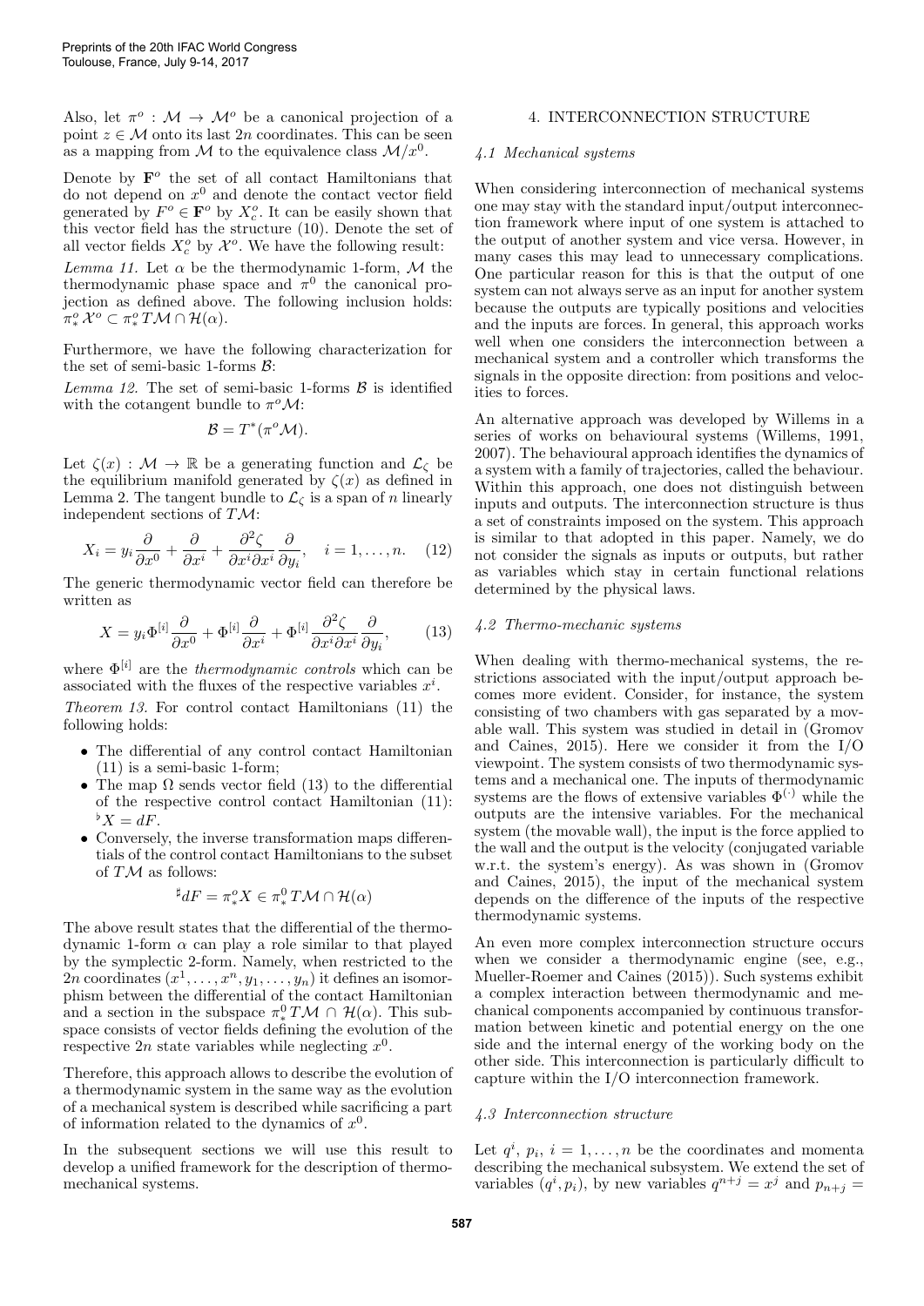Also, let $\pi^o : \mathcal{M} \to \mathcal{M}^o$ be a canonical projection of a point $z \in \mathcal{M}$ onto its last $2n$ coordinates. This can be seen as a mapping from $\mathcal{M}$ to the equivalence class $\mathcal{M}/x^0$.

Denote by $\mathbf{F}^o$ the set of all contact Hamiltonians that do not depend on $x^0$ and denote the contact vector field generated by $F^o \in \mathbf{F}^o$ by $X^o_c$. It can be easily shown that this vector field has the structure (10). Denote the set of all vector fields $X^o_c$ by $\mathcal{X}^o$. We have the following result:

*Lemma 11.* Let $\alpha$ be the thermodynamic 1-form, $\mathcal{M}$ the thermodynamic phase space and $\pi^0$ the canonical projection as defined above. The following inclusion holds: $\pi^o_* \mathcal{X}^o \subset \pi^o_* T\mathcal{M} \cap \mathcal{H}(\alpha)$.

Furthermore, we have the following characterization for the set of semi-basic 1-forms $\mathcal{B}$:

*Lemma 12.* The set of semi-basic 1-forms $\mathcal{B}$ is identified with the cotangent bundle to $\pi^o\mathcal{M}$:

$$\mathcal{B} = T^*(\pi^o\mathcal{M}).$$

Let $\zeta(x) : \mathcal{M} \to \mathbb{R}$ be a generating function and $\mathcal{L}_\zeta$ be the equilibrium manifold generated by $\zeta(x)$ as defined in Lemma 2. The tangent bundle to $\mathcal{L}_\zeta$ is a span of $n$ linearly independent sections of $T\mathcal{M}$:

$$X_i = y_i \frac{\partial}{\partial x^0} + \frac{\partial}{\partial x^i} + \frac{\partial^2 \zeta}{\partial x^i \partial x^i} \frac{\partial}{\partial y_i}, \quad i = 1, \ldots, n. \quad (12)$$

The generic thermodynamic vector field can therefore be written as

$$X = y_i \Phi^{[i]} \frac{\partial}{\partial x^0} + \Phi^{[i]} \frac{\partial}{\partial x^i} + \Phi^{[i]} \frac{\partial^2 \zeta}{\partial x^i \partial x^i} \frac{\partial}{\partial y_i}, \quad (13)$$

where $\Phi^{[i]}$ are the *thermodynamic controls* which can be associated with the fluxes of the respective variables $x^i$.

*Theorem 13.* For control contact Hamiltonians (11) the following holds:

- The differential of any control contact Hamiltonian (11) is a semi-basic 1-form;
- The map $\Omega$ sends vector field (13) to the differential of the respective control contact Hamiltonian (11): ${}^\flat X = dF$.
- Conversely, the inverse transformation maps differentials of the control contact Hamiltonians to the subset of $T\mathcal{M}$ as follows:

$$^\sharp dF = \pi^o_* X \in \pi^0_* T\mathcal{M} \cap \mathcal{H}(\alpha)$$

The above result states that the differential of the thermodynamic 1-form $\alpha$ can play a role similar to that played by the symplectic 2-form. Namely, when restricted to the $2n$ coordinates $(x^1, \ldots, x^n, y_1, \ldots, y_n)$ it defines an isomorphism between the differential of the contact Hamiltonian and a section in the subspace $\pi^0_* T\mathcal{M} \cap \mathcal{H}(\alpha)$. This subspace consists of vector fields defining the evolution of the respective $2n$ state variables while neglecting $x^0$.

Therefore, this approach allows to describe the evolution of a thermodynamic system in the same way as the evolution of a mechanical system is described while sacrificing a part of information related to the dynamics of $x^0$.

In the subsequent sections we will use this result to develop a unified framework for the description of thermo-mechanical systems.

## 4. INTERCONNECTION STRUCTURE

### *4.1 Mechanical systems*

When considering interconnection of mechanical systems one may stay with the standard input/output interconnection framework where input of one system is attached to the output of another system and vice versa. However, in many cases this may lead to unnecessary complications. One particular reason for this is that the output of one system can not always serve as an input for another system because the outputs are typically positions and velocities and the inputs are forces. In general, this approach works well when one considers the interconnection between a mechanical system and a controller which transforms the signals in the opposite direction: from positions and velocities to forces.

An alternative approach was developed by Willems in a series of works on behavioural systems (Willems, 1991, 2007). The behavioural approach identifies the dynamics of a system with a family of trajectories, called the behaviour. Within this approach, one does not distinguish between inputs and outputs. The interconnection structure is thus a set of constraints imposed on the system. This approach is similar to that adopted in this paper. Namely, we do not consider the signals as inputs or outputs, but rather as variables which stay in certain functional relations determined by the physical laws.

### *4.2 Thermo-mechanic systems*

When dealing with thermo-mechanical systems, the restrictions associated with the input/output approach becomes more evident. Consider, for instance, the system consisting of two chambers with gas separated by a movable wall. This system was studied in detail in (Gromov and Caines, 2015). Here we consider it from the I/O viewpoint. The system consists of two thermodynamic systems and a mechanical one. The inputs of thermodynamic systems are the flows of extensive variables $\Phi^{(\cdot)}$ while the outputs are the intensive variables. For the mechanical system (the movable wall), the input is the force applied to the wall and the output is the velocity (conjugated variable w.r.t. the system's energy). As was shown in (Gromov and Caines, 2015), the input of the mechanical system depends on the difference of the inputs of the respective thermodynamic systems.

An even more complex interconnection structure occurs when we consider a thermodynamic engine (see, e.g., Mueller-Roemer and Caines (2015)). Such systems exhibit a complex interaction between thermodynamic and mechanical components accompanied by continuous transformation between kinetic and potential energy on the one side and the internal energy of the working body on the other side. This interconnection is particularly difficult to capture within the I/O interconnection framework.

### *4.3 Interconnection structure*

Let $q^i$, $p_i$, $i = 1, \ldots, n$ be the coordinates and momenta describing the mechanical subsystem. We extend the set of variables $(q^i, p_i)$, by new variables $q^{n+j} = x^j$ and $p_{n+j} =$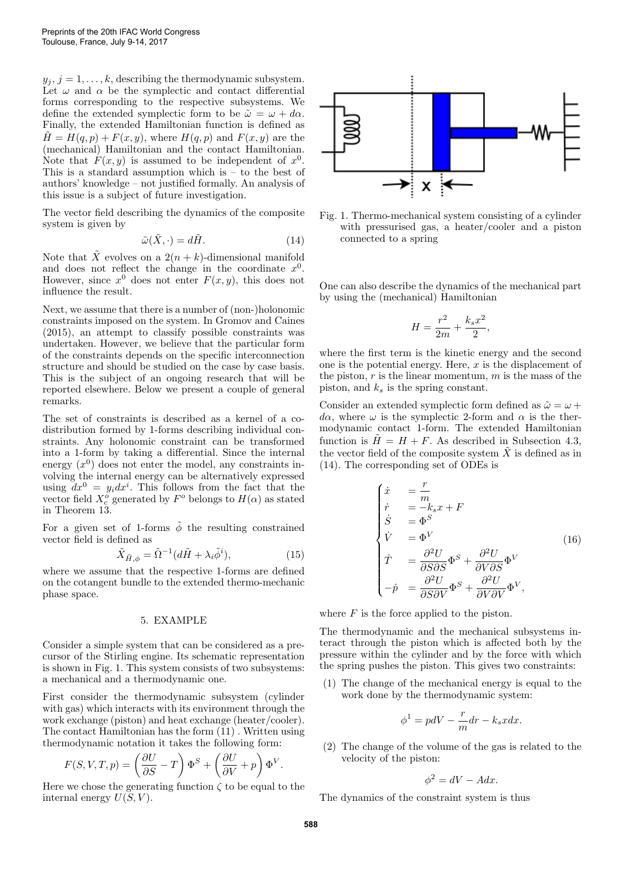$y_j, j = 1, \ldots, k$, describing the thermodynamic subsystem. Let $\omega$ and $\alpha$ be the symplectic and contact differential forms corresponding to the respective subsystems. We define the extended symplectic form to be $\tilde{\omega} = \omega + d\alpha$. Finally, the extended Hamiltonian function is defined as $\tilde{H} = H(q, p) + F(x, y)$, where $H(q, p)$ and $F(x, y)$ are the (mechanical) Hamiltonian and the contact Hamiltonian. Note that $F(x, y)$ is assumed to be independent of $x^0$. This is a standard assumption which is – to the best of authors' knowledge – not justified formally. An analysis of this issue is a subject of future investigation.

The vector field describing the dynamics of the composite system is given by

$$\tilde{\omega}(\tilde{X}, \cdot) = d\tilde{H}. \tag{14}$$

Note that $\tilde{X}$ evolves on a $2(n + k)$-dimensional manifold and does not reflect the change in the coordinate $x^0$. However, since $x^0$ does not enter $F(x, y)$, this does not influence the result.

Next, we assume that there is a number of (non-)holonomic constraints imposed on the system. In Gromov and Caines (2015), an attempt to classify possible constraints was undertaken. However, we believe that the particular form of the constraints depends on the specific interconnection structure and should be studied on the case by case basis. This is the subject of an ongoing research that will be reported elsewhere. Below we present a couple of general remarks.

The set of constraints is described as a kernel of a co-distribution formed by 1-forms describing individual constraints. Any holonomic constraint can be transformed into a 1-form by taking a differential. Since the internal energy ($x^0$) does not enter the model, any constraints involving the internal energy can be alternatively expressed using $dx^0 = y_i dx^i$. This follows from the fact that the vector field $X_c^o$ generated by $F^o$ belongs to $H(\alpha)$ as stated in Theorem 13.

For a given set of 1-forms $\tilde{\phi}$ the resulting constrained vector field is defined as

$$\tilde{X}_{\tilde{H},\phi} = \tilde{\Omega}^{-1}(d\tilde{H} + \lambda_i \tilde{\phi}^i), \tag{15}$$

where we assume that the respective 1-forms are defined on the cotangent bundle to the extended thermo-mechanic phase space.

## 5. EXAMPLE

Consider a simple system that can be considered as a precursor of the Stirling engine. Its schematic representation is shown in Fig. 1. This system consists of two subsystems: a mechanical and a thermodynamic one.

First consider the thermodynamic subsystem (cylinder with gas) which interacts with its environment through the work exchange (piston) and heat exchange (heater/cooler). The contact Hamiltonian has the form (11) . Written using thermodynamic notation it takes the following form:

$$F(S, V, T, p) = \left(\frac{\partial U}{\partial S} - T\right)\Phi^S + \left(\frac{\partial U}{\partial V} + p\right)\Phi^V.$$

Here we chose the generating function $\zeta$ to be equal to the internal energy $U(S, V)$.

Fig. 1. Thermo-mechanical system consisting of a cylinder with pressurised gas, a heater/cooler and a piston connected to a spring

One can also describe the dynamics of the mechanical part by using the (mechanical) Hamiltonian

$$H = \frac{r^2}{2m} + \frac{k_s x^2}{2},$$

where the first term is the kinetic energy and the second one is the potential energy. Here, $x$ is the displacement of the piston, $r$ is the linear momentum, $m$ is the mass of the piston, and $k_s$ is the spring constant.

Consider an extended symplectic form defined as $\tilde{\omega} = \omega + d\alpha$, where $\omega$ is the symplectic 2-form and $\alpha$ is the thermodynamic contact 1-form. The extended Hamiltonian function is $\tilde{H} = H + F$. As described in Subsection 4.3, the vector field of the composite system $\tilde{X}$ is defined as in (14). The corresponding set of ODEs is

$$\begin{cases} \dot{x} &= \dfrac{r}{m} \\ \dot{r} &= -k_s x + F \\ \dot{S} &= \Phi^S \\ \dot{V} &= \Phi^V \\ \dot{T} &= \dfrac{\partial^2 U}{\partial S \partial S}\Phi^S + \dfrac{\partial^2 U}{\partial V \partial S}\Phi^V \\ -\dot{p} &= \dfrac{\partial^2 U}{\partial S \partial V}\Phi^S + \dfrac{\partial^2 U}{\partial V \partial V}\Phi^V, \end{cases} \tag{16}$$

where $F$ is the force applied to the piston.

The thermodynamic and the mechanical subsystems interact through the piston which is affected both by the pressure within the cylinder and by the force with which the spring pushes the piston. This gives two constraints:

(1) The change of the mechanical energy is equal to the work done by the thermodynamic system:

$$\phi^1 = p dV - \frac{r}{m} dr - k_s x dx.$$

(2) The change of the volume of the gas is related to the velocity of the piston:

$$\phi^2 = dV - A dx.$$

The dynamics of the constraint system is thus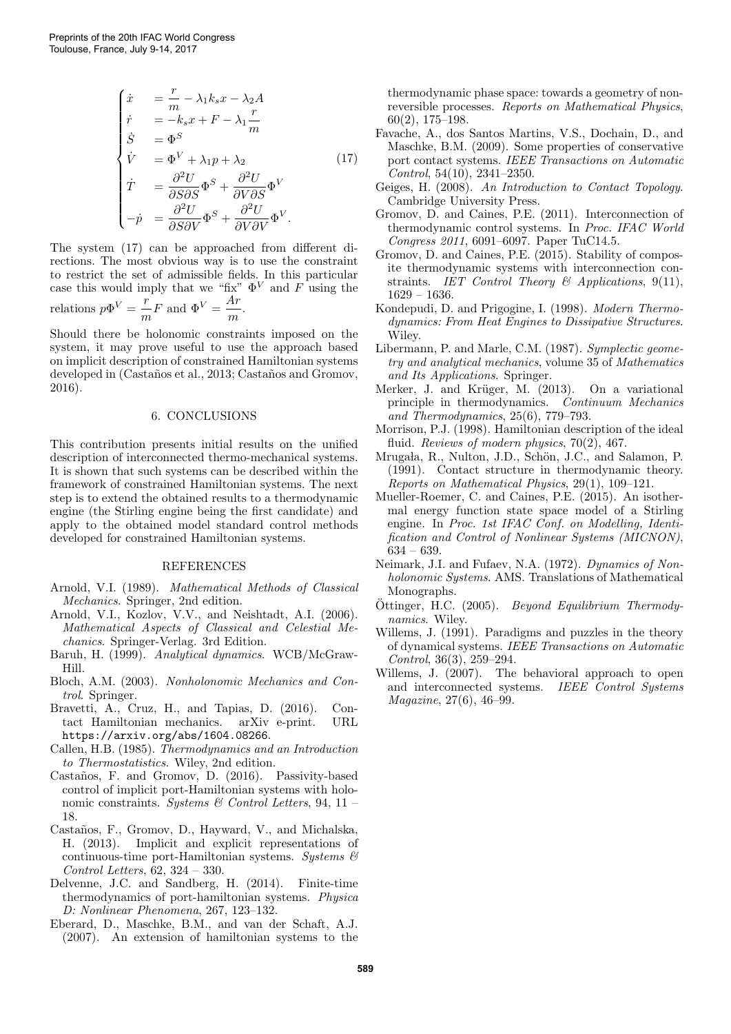$$
\begin{cases}
\dot{x} &= \dfrac{r}{m} - \lambda_1 k_s x - \lambda_2 A \\
\dot{r} &= -k_s x + F - \lambda_1 \dfrac{r}{m} \\
\dot{S} &= \Phi^S \\
\dot{V} &= \Phi^V + \lambda_1 p + \lambda_2 \\
\dot{T} &= \dfrac{\partial^2 U}{\partial S \partial S}\Phi^S + \dfrac{\partial^2 U}{\partial V \partial S}\Phi^V \\
-\dot{p} &= \dfrac{\partial^2 U}{\partial S \partial V}\Phi^S + \dfrac{\partial^2 U}{\partial V \partial V}\Phi^V.
\end{cases}
\tag{17}
$$

The system (17) can be approached from different directions. The most obvious way is to use the constraint to restrict the set of admissible fields. In this particular case this would imply that we "fix" $\Phi^V$ and $F$ using the relations $p\Phi^V = \dfrac{r}{m}F$ and $\Phi^V = \dfrac{Ar}{m}$.

Should there be holonomic constraints imposed on the system, it may prove useful to use the approach based on implicit description of constrained Hamiltonian systems developed in (Castaños et al., 2013; Castaños and Gromov, 2016).

## 6. CONCLUSIONS

This contribution presents initial results on the unified description of interconnected thermo-mechanical systems. It is shown that such systems can be described within the framework of constrained Hamiltonian systems. The next step is to extend the obtained results to a thermodynamic engine (the Stirling engine being the first candidate) and apply to the obtained model standard control methods developed for constrained Hamiltonian systems.

## REFERENCES

Arnold, V.I. (1989). *Mathematical Methods of Classical Mechanics*. Springer, 2nd edition.

Arnold, V.I., Kozlov, V.V., and Neishtadt, A.I. (2006). *Mathematical Aspects of Classical and Celestial Mechanics*. Springer-Verlag. 3rd Edition.

Baruh, H. (1999). *Analytical dynamics*. WCB/McGraw-Hill.

Bloch, A.M. (2003). *Nonholonomic Mechanics and Control*. Springer.

Bravetti, A., Cruz, H., and Tapias, D. (2016). Contact Hamiltonian mechanics. arXiv e-print. URL https://arxiv.org/abs/1604.08266.

Callen, H.B. (1985). *Thermodynamics and an Introduction to Thermostatistics*. Wiley, 2nd edition.

Castaños, F. and Gromov, D. (2016). Passivity-based control of implicit port-Hamiltonian systems with holonomic constraints. *Systems & Control Letters*, 94, 11 – 18.

Castaños, F., Gromov, D., Hayward, V., and Michalska, H. (2013). Implicit and explicit representations of continuous-time port-Hamiltonian systems. *Systems & Control Letters*, 62, 324 – 330.

Delvenne, J.C. and Sandberg, H. (2014). Finite-time thermodynamics of port-hamiltonian systems. *Physica D: Nonlinear Phenomena*, 267, 123–132.

Eberard, D., Maschke, B.M., and van der Schaft, A.J. (2007). An extension of hamiltonian systems to the thermodynamic phase space: towards a geometry of nonreversible processes. *Reports on Mathematical Physics*, 60(2), 175–198.

Favache, A., dos Santos Martins, V.S., Dochain, D., and Maschke, B.M. (2009). Some properties of conservative port contact systems. *IEEE Transactions on Automatic Control*, 54(10), 2341–2350.

Geiges, H. (2008). *An Introduction to Contact Topology*. Cambridge University Press.

Gromov, D. and Caines, P.E. (2011). Interconnection of thermodynamic control systems. In *Proc. IFAC World Congress 2011*, 6091–6097. Paper TuC14.5.

Gromov, D. and Caines, P.E. (2015). Stability of composite thermodynamic systems with interconnection constraints. *IET Control Theory & Applications*, 9(11), 1629 – 1636.

Kondepudi, D. and Prigogine, I. (1998). *Modern Thermodynamics: From Heat Engines to Dissipative Structures*. Wiley.

Libermann, P. and Marle, C.M. (1987). *Symplectic geometry and analytical mechanics*, volume 35 of *Mathematics and Its Applications*. Springer.

Merker, J. and Krüger, M. (2013). On a variational principle in thermodynamics. *Continuum Mechanics and Thermodynamics*, 25(6), 779–793.

Morrison, P.J. (1998). Hamiltonian description of the ideal fluid. *Reviews of modern physics*, 70(2), 467.

Mrugała, R., Nulton, J.D., Schön, J.C., and Salamon, P. (1991). Contact structure in thermodynamic theory. *Reports on Mathematical Physics*, 29(1), 109–121.

Mueller-Roemer, C. and Caines, P.E. (2015). An isothermal energy function state space model of a Stirling engine. In *Proc. 1st IFAC Conf. on Modelling, Identification and Control of Nonlinear Systems (MICNON)*, 634 – 639.

Neimark, J.I. and Fufaev, N.A. (1972). *Dynamics of Nonholonomic Systems*. AMS. Translations of Mathematical Monographs.

Öttinger, H.C. (2005). *Beyond Equilibrium Thermodynamics*. Wiley.

Willems, J. (1991). Paradigms and puzzles in the theory of dynamical systems. *IEEE Transactions on Automatic Control*, 36(3), 259–294.

Willems, J. (2007). The behavioral approach to open and interconnected systems. *IEEE Control Systems Magazine*, 27(6), 46–99.